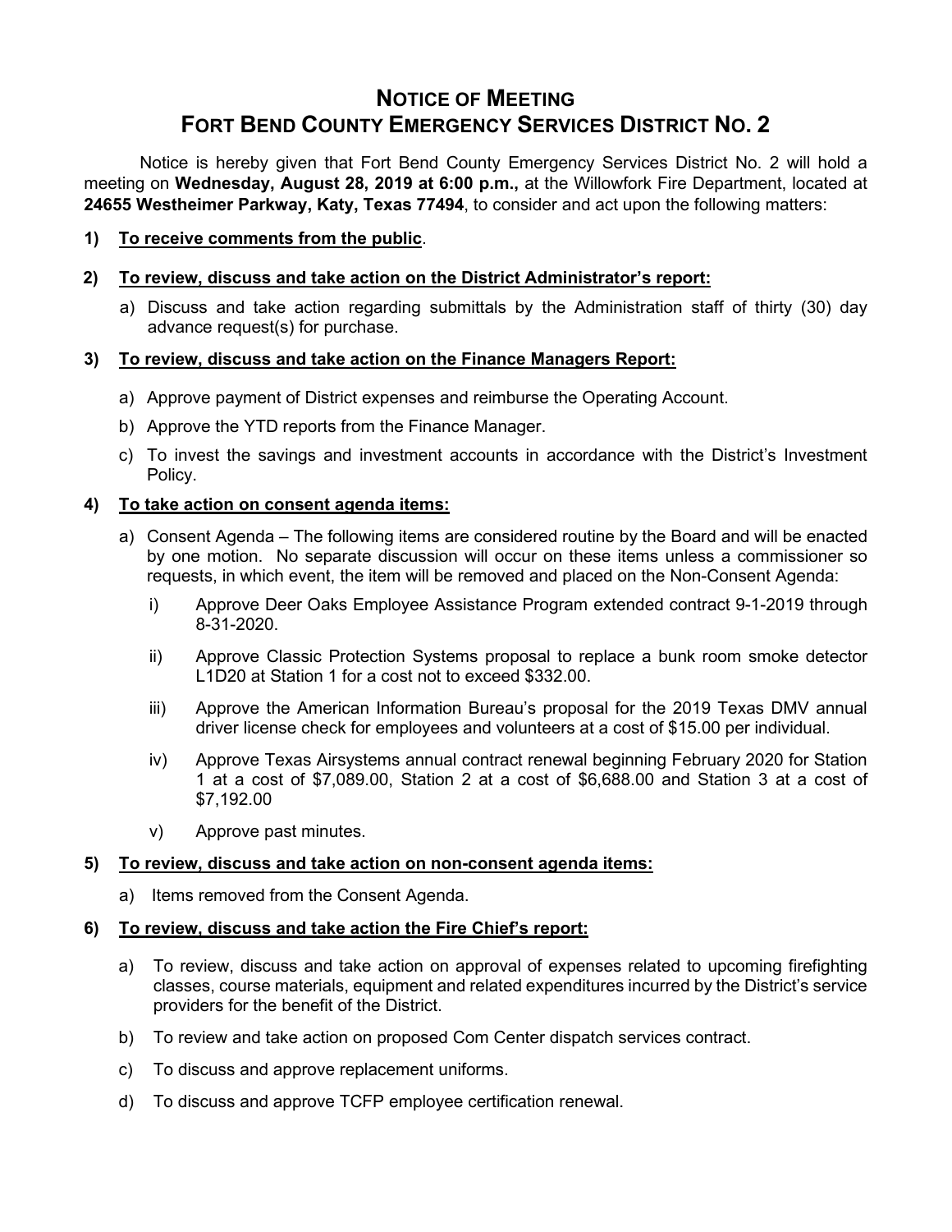# NOTICE OF MEETING
# FORT BEND COUNTY EMERGENCY SERVICES DISTRICT NO. 2

Notice is hereby given that Fort Bend County Emergency Services District No. 2 will hold a meeting on **Wednesday, August 28, 2019 at 6:00 p.m.,** at the Willowfork Fire Department, located at **24655 Westheimer Parkway, Katy, Texas 77494**, to consider and act upon the following matters:

**1) To receive comments from the public.**

**2) To review, discuss and take action on the District Administrator's report:**

a) Discuss and take action regarding submittals by the Administration staff of thirty (30) day advance request(s) for purchase.

**3) To review, discuss and take action on the Finance Managers Report:**

a) Approve payment of District expenses and reimburse the Operating Account.

b) Approve the YTD reports from the Finance Manager.

c) To invest the savings and investment accounts in accordance with the District's Investment Policy.

**4) To take action on consent agenda items:**

a) Consent Agenda – The following items are considered routine by the Board and will be enacted by one motion. No separate discussion will occur on these items unless a commissioner so requests, in which event, the item will be removed and placed on the Non-Consent Agenda:

i) Approve Deer Oaks Employee Assistance Program extended contract 9-1-2019 through 8-31-2020.

ii) Approve Classic Protection Systems proposal to replace a bunk room smoke detector L1D20 at Station 1 for a cost not to exceed $332.00.

iii) Approve the American Information Bureau's proposal for the 2019 Texas DMV annual driver license check for employees and volunteers at a cost of $15.00 per individual.

iv) Approve Texas Airsystems annual contract renewal beginning February 2020 for Station 1 at a cost of $7,089.00, Station 2 at a cost of $6,688.00 and Station 3 at a cost of $7,192.00

v) Approve past minutes.

**5) To review, discuss and take action on non-consent agenda items:**

a) Items removed from the Consent Agenda.

**6) To review, discuss and take action the Fire Chief's report:**

a) To review, discuss and take action on approval of expenses related to upcoming firefighting classes, course materials, equipment and related expenditures incurred by the District's service providers for the benefit of the District.

b) To review and take action on proposed Com Center dispatch services contract.

c) To discuss and approve replacement uniforms.

d) To discuss and approve TCFP employee certification renewal.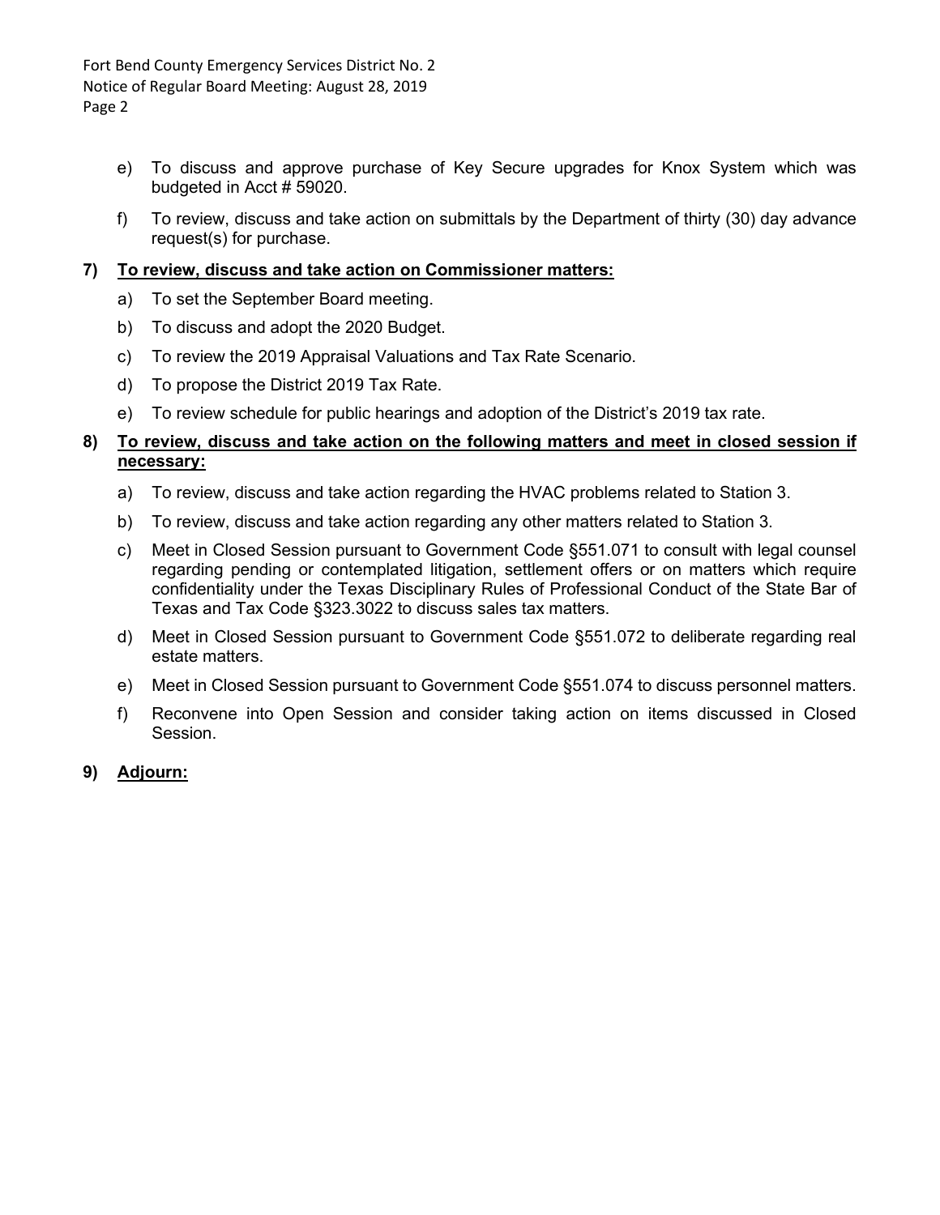e) To discuss and approve purchase of Key Secure upgrades for Knox System which was budgeted in Acct # 59020.

f) To review, discuss and take action on submittals by the Department of thirty (30) day advance request(s) for purchase.

7) **<u>To review, discuss and take action on Commissioner matters:</u>**

a) To set the September Board meeting.

b) To discuss and adopt the 2020 Budget.

c) To review the 2019 Appraisal Valuations and Tax Rate Scenario.

d) To propose the District 2019 Tax Rate.

e) To review schedule for public hearings and adoption of the District's 2019 tax rate.

8) **<u>To review, discuss and take action on the following matters and meet in closed session if necessary:</u>**

a) To review, discuss and take action regarding the HVAC problems related to Station 3.

b) To review, discuss and take action regarding any other matters related to Station 3.

c) Meet in Closed Session pursuant to Government Code §551.071 to consult with legal counsel regarding pending or contemplated litigation, settlement offers or on matters which require confidentiality under the Texas Disciplinary Rules of Professional Conduct of the State Bar of Texas and Tax Code §323.3022 to discuss sales tax matters.

d) Meet in Closed Session pursuant to Government Code §551.072 to deliberate regarding real estate matters.

e) Meet in Closed Session pursuant to Government Code §551.074 to discuss personnel matters.

f) Reconvene into Open Session and consider taking action on items discussed in Closed Session.

9) **<u>Adjourn:</u>**